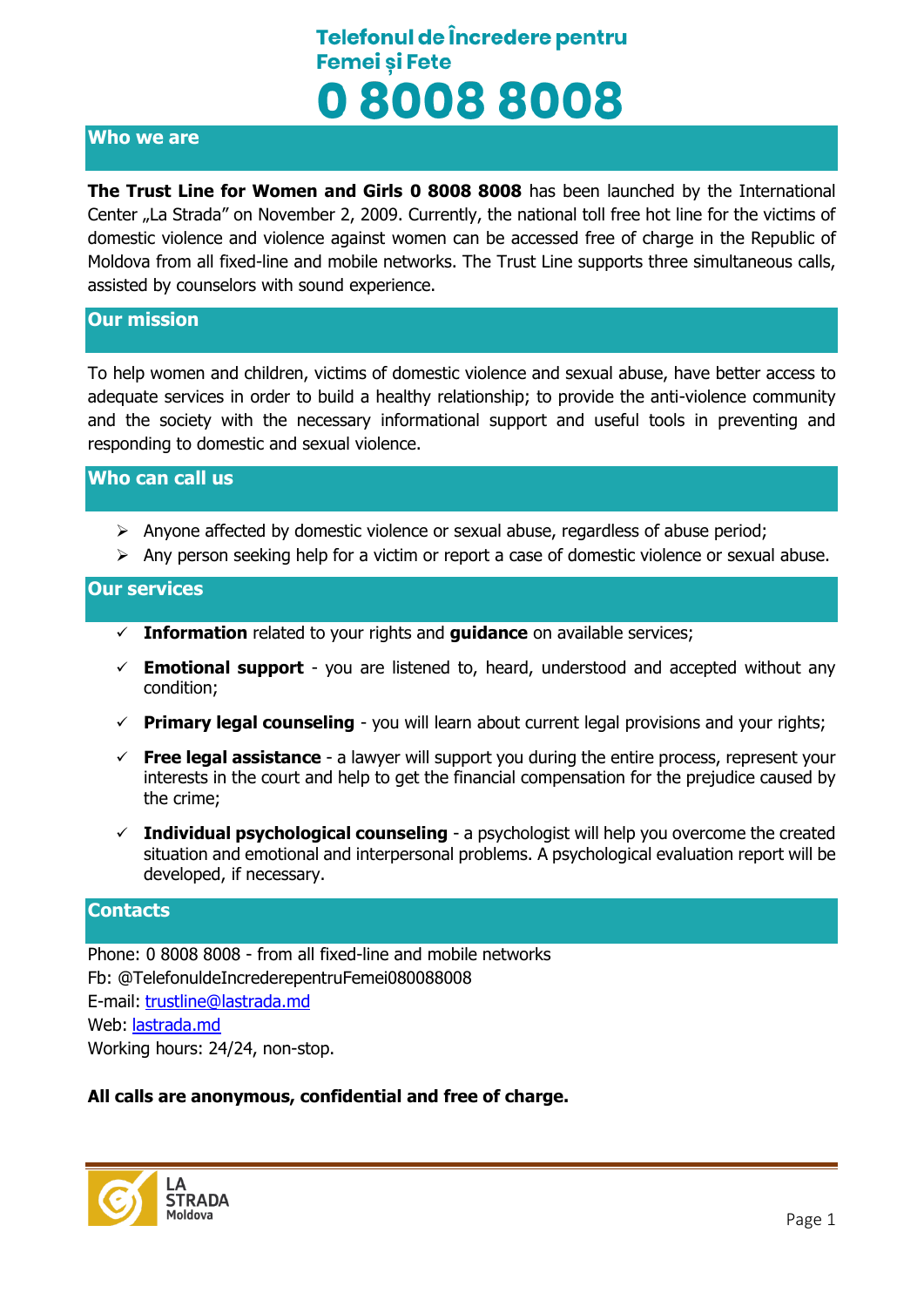# Telefonul de Încredere pentru Femei și Fete

# 0 8008 8008

## Who we are

**The Trust Line for Women and Girls 0 8008 8008** has been launched by the International Center „La Strada" on November 2, 2009. Currently, the national toll free hot line for the victims of domestic violence and violence against women can be accessed free of charge in the Republic of Moldova from all fixed-line and mobile networks. The Trust Line supports three simultaneous calls, assisted by counselors with sound experience.

## Our mission

To help women and children, victims of domestic violence and sexual abuse, have better access to adequate services in order to build a healthy relationship; to provide the anti-violence community and the society with the necessary informational support and useful tools in preventing and responding to domestic and sexual violence.

## Who can call us

- Anyone affected by domestic violence or sexual abuse, regardless of abuse period;
- Any person seeking help for a victim or report a case of domestic violence or sexual abuse.

## Our services

- ✓ **Information** related to your rights and **guidance** on available services;
- ✓ **Emotional support** - you are listened to, heard, understood and accepted without any condition;
- ✓ **Primary legal counseling** - you will learn about current legal provisions and your rights;
- ✓ **Free legal assistance** - a lawyer will support you during the entire process, represent your interests in the court and help to get the financial compensation for the prejudice caused by the crime;
- ✓ **Individual psychological counseling** - a psychologist will help you overcome the created situation and emotional and interpersonal problems. A psychological evaluation report will be developed, if necessary.

## Contacts

Phone: 0 8008 8008 - from all fixed-line and mobile networks
Fb: @TelefonuldeIncrederepentruFemei080088008
E-mail: trustline@lastrada.md
Web: lastrada.md
Working hours: 24/24, non-stop.

**All calls are anonymous, confidential and free of charge.**

LA STRADA Moldova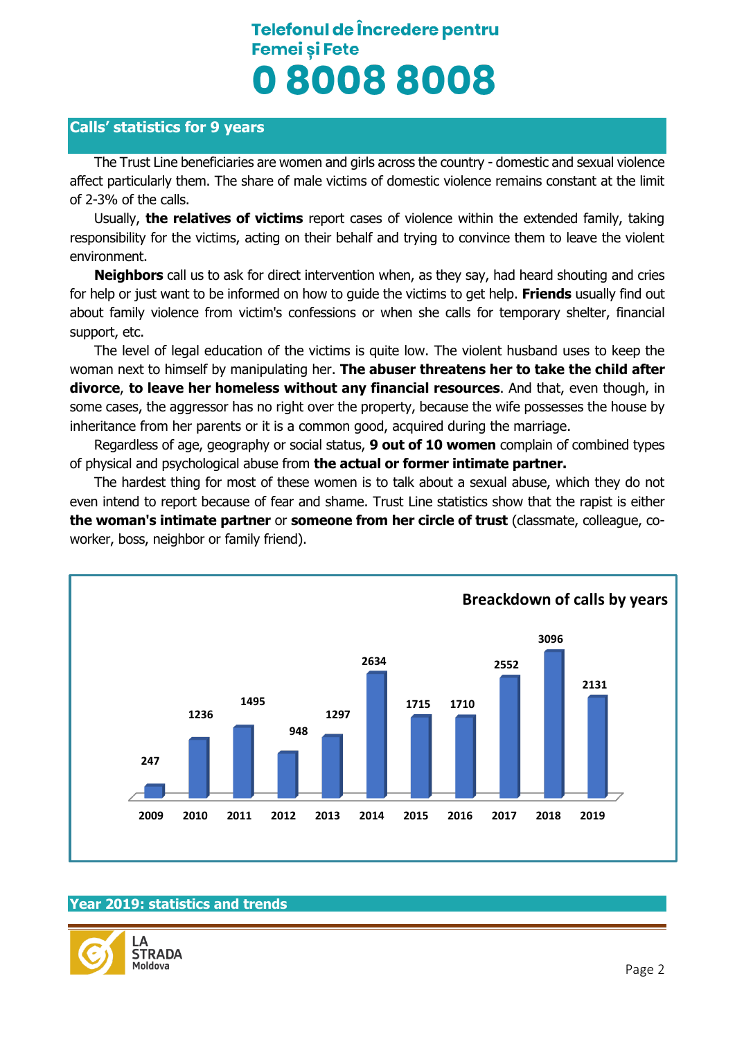Telefonul de Încredere pentru Femei și Fete

# 0 8008 8008

## Calls' statistics for 9 years

The Trust Line beneficiaries are women and girls across the country - domestic and sexual violence affect particularly them. The share of male victims of domestic violence remains constant at the limit of 2-3% of the calls.

Usually, **the relatives of victims** report cases of violence within the extended family, taking responsibility for the victims, acting on their behalf and trying to convince them to leave the violent environment.

**Neighbors** call us to ask for direct intervention when, as they say, had heard shouting and cries for help or just want to be informed on how to guide the victims to get help. **Friends** usually find out about family violence from victim's confessions or when she calls for temporary shelter, financial support, etc.

The level of legal education of the victims is quite low. The violent husband uses to keep the woman next to himself by manipulating her. **The abuser threatens her to take the child after divorce**, **to leave her homeless without any financial resources**. And that, even though, in some cases, the aggressor has no right over the property, because the wife possesses the house by inheritance from her parents or it is a common good, acquired during the marriage.

Regardless of age, geography or social status, **9 out of 10 women** complain of combined types of physical and psychological abuse from **the actual or former intimate partner.**

The hardest thing for most of these women is to talk about a sexual abuse, which they do not even intend to report because of fear and shame. Trust Line statistics show that the rapist is either **the woman's intimate partner** or **someone from her circle of trust** (classmate, colleague, co-worker, boss, neighbor or family friend).

**Breackdown of calls by years**

| Year | Calls |
|---|---|
| 2009 | 247 |
| 2010 | 1236 |
| 2011 | 1495 |
| 2012 | 948 |
| 2013 | 1297 |
| 2014 | 2634 |
| 2015 | 1715 |
| 2016 | 1710 |
| 2017 | 2552 |
| 2018 | 3096 |
| 2019 | 2131 |

## Year 2019: statistics and trends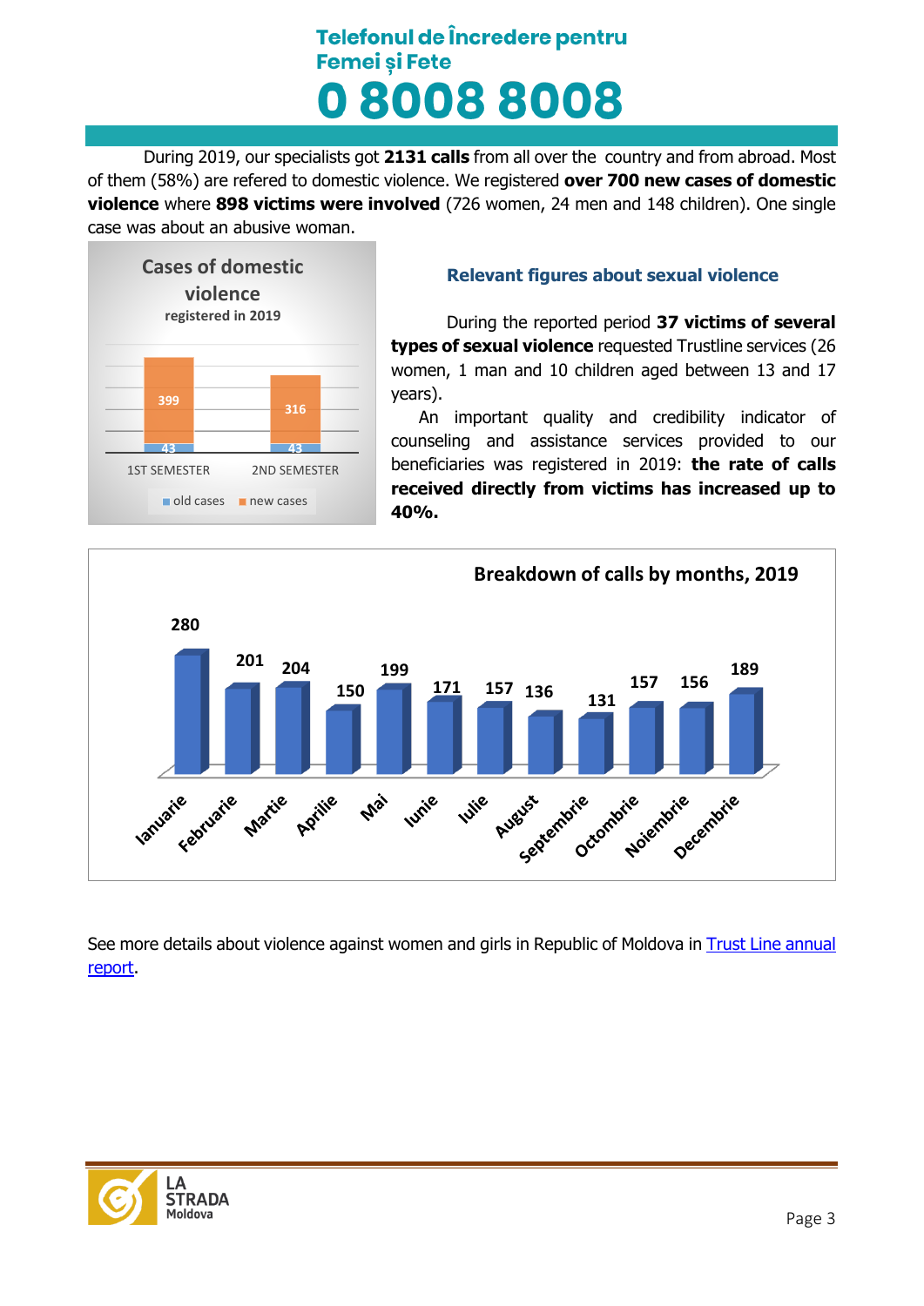# Telefonul de Încredere pentru Femei și Fete

# 0 8008 8008

During 2019, our specialists got **2131 calls** from all over the country and from abroad. Most of them (58%) are refered to domestic violence. We registered **over 700 new cases of domestic violence** where **898 victims were involved** (726 women, 24 men and 148 children). One single case was about an abusive woman.

Cases of domestic violence
registered in 2019

399
43
316
43
1ST SEMESTER
2ND SEMESTER
old cases
new cases

### Relevant figures about sexual violence

During the reported period **37 victims of several types of sexual violence** requested Trustline services (26 women, 1 man and 10 children aged between 13 and 17 years).

An important quality and credibility indicator of counseling and assistance services provided to our beneficiaries was registered in 2019: **the rate of calls received directly from victims has increased up to 40%.**

Breakdown of calls by months, 2019

280
201
204
150
199
171
157
136
131
157
156
189
Ianuarie
Februarie
Martie
Aprilie
Mai
Iunie
Iulie
August
Septembrie
Octombrie
Noiembrie
Decembrie

See more details about violence against women and girls in Republic of Moldova in [Trust Line annual report](Trust Line annual report).

LA STRADA Moldova